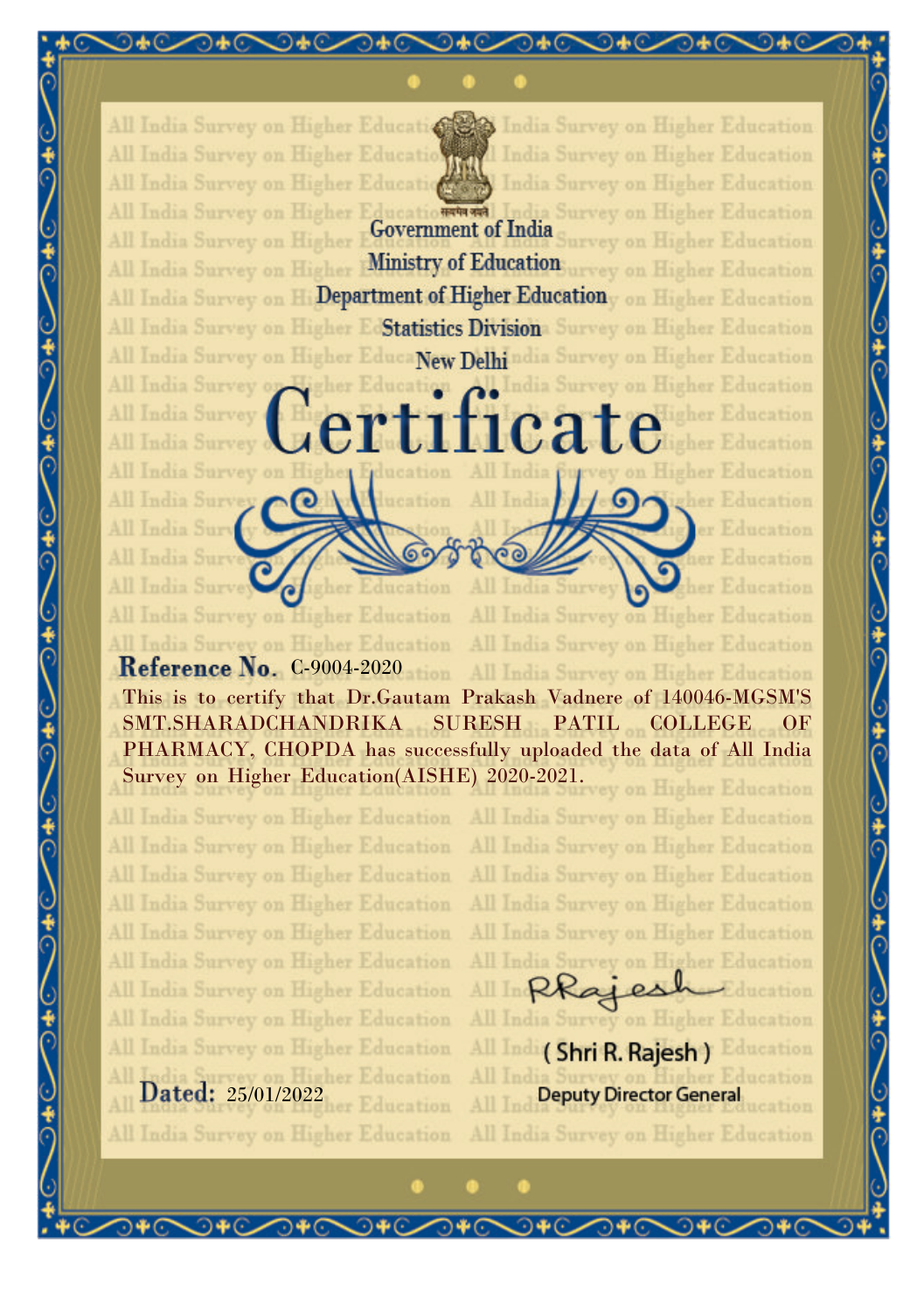सत्यमेव जयते

Government of India

Ministry of Education

Department of Higher Education

Statistics Division

New Delhi

# Certificate

**Reference No.** C-9004-2020

This is to certify that Dr.Gautam Prakash Vadnere of 140046-MGSM'S SMT.SHARADCHANDRIKA SURESH PATIL COLLEGE OF PHARMACY, CHOPDA has successfully uploaded the data of All India Survey on Higher Education(AISHE) 2020-2021.

RRajesh

( Shri R. Rajesh )

Deputy Director General

**Dated:** 25/01/2022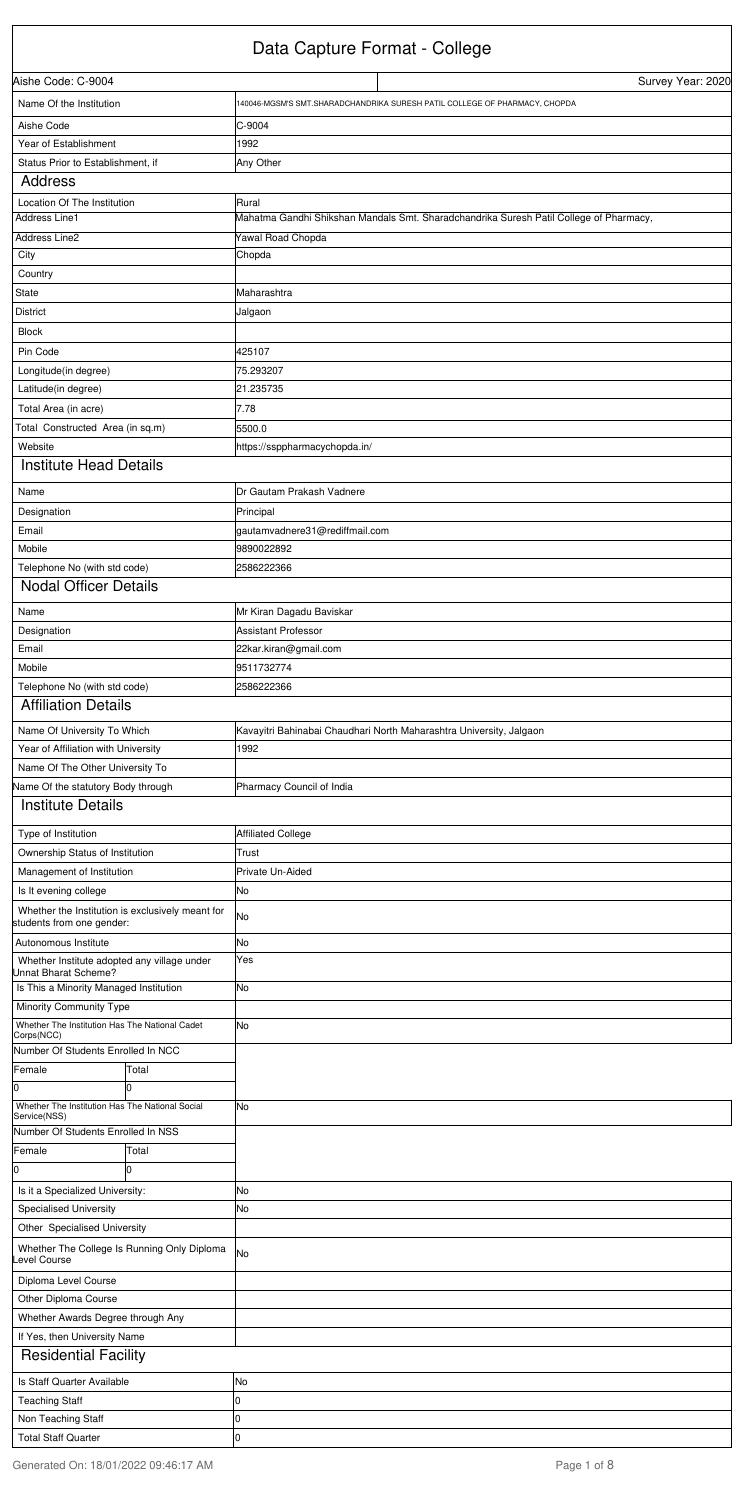# Data Capture Format - College

| Aishe Code: C-9004 | Survey Year: 2020 |
|---|---|
| Name Of the Institution | 140046-MGSM'S SMT.SHARADCHANDRIKA SURESH PATIL COLLEGE OF PHARMACY, CHOPDA |
| Aishe Code | C-9004 |
| Year of Establishment | 1992 |
| Status Prior to Establishment, if | Any Other |

## Address

| | |
|---|---|
| Location Of The Institution | Rural |
| Address Line1 | Mahatma Gandhi Shikshan Mandals Smt. Sharadchandrika Suresh Patil College of Pharmacy, |
| Address Line2 | Yawal Road Chopda |
| City | Chopda |
| Country | |
| State | Maharashtra |
| District | Jalgaon |
| Block | |
| Pin Code | 425107 |
| Longitude(in degree) | 75.293207 |
| Latitude(in degree) | 21.235735 |
| Total Area (in acre) | 7.78 |
| Total Constructed Area (in sq.m) | 5500.0 |
| Website | https://ssppharmacychopda.in/ |

## Institute Head Details

| | |
|---|---|
| Name | Dr Gautam Prakash Vadnere |
| Designation | Principal |
| Email | gautamvadnere31@rediffmail.com |
| Mobile | 9890022892 |
| Telephone No (with std code) | 2586222366 |

## Nodal Officer Details

| | |
|---|---|
| Name | Mr Kiran Dagadu Baviskar |
| Designation | Assistant Professor |
| Email | 22kar.kiran@gmail.com |
| Mobile | 9511732774 |
| Telephone No (with std code) | 2586222366 |

## Affiliation Details

| | |
|---|---|
| Name Of University To Which | Kavayitri Bahinabai Chaudhari North Maharashtra University, Jalgaon |
| Year of Affiliation with University | 1992 |
| Name Of The Other University To | |
| Name Of the statutory Body through | Pharmacy Council of India |

## Institute Details

| | |
|---|---|
| Type of Institution | Affiliated College |
| Ownership Status of Institution | Trust |
| Management of Institution | Private Un-Aided |
| Is It evening college | No |
| Whether the Institution is exclusively meant for students from one gender: | No |
| Autonomous Institute | No |
| Whether Institute adopted any village under Unnat Bharat Scheme? | Yes |
| Is This a Minority Managed Institution | No |
| Minority Community Type | |
| Whether The Institution Has The National Cadet Corps(NCC) | No |
| Number Of Students Enrolled In NCC | |

| Female | Total |
|---|---|
| 0 | 0 |

| | |
|---|---|
| Whether The Institution Has The National Social Service(NSS) | No |
| Number Of Students Enrolled In NSS | |

| Female | Total |
|---|---|
| 0 | 0 |

| | |
|---|---|
| Is it a Specialized University: | No |
| Specialised University | No |
| Other Specialised University | |
| Whether The College Is Running Only Diploma Level Course | No |
| Diploma Level Course | |
| Other Diploma Course | |
| Whether Awards Degree through Any | |
| If Yes, then University Name | |

## Residential Facility

| | |
|---|---|
| Is Staff Quarter Available | No |
| Teaching Staff | 0 |
| Non Teaching Staff | 0 |
| Total Staff Quarter | 0 |

Generated On: 18/01/2022 09:46:17 AM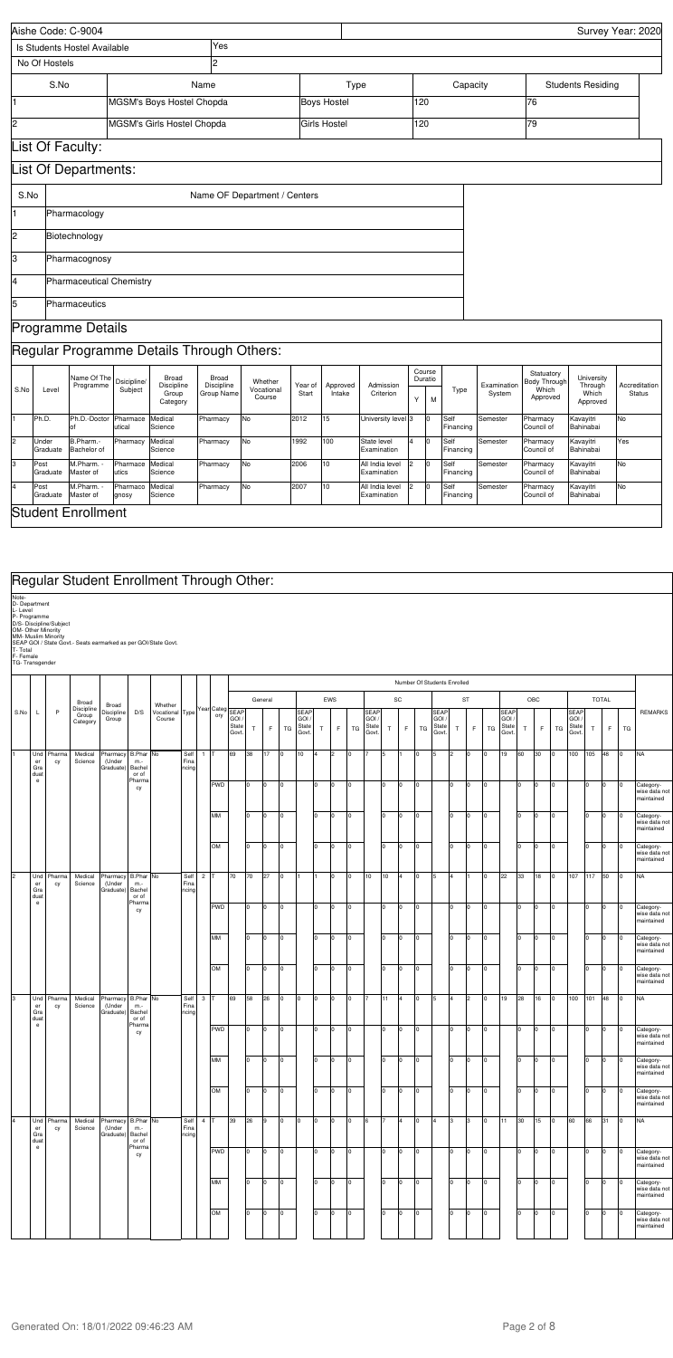| Aishe Code: C-9004 | | | | Survey Year: 2020 |
|---|---|---|---|---|
| Is Students Hostel Available | Yes | | | |
| No Of Hostels | 2 | | | |

| S.No | Name | Type | Capacity | Students Residing |
|---|---|---|---|---|
| 1 | MGSM's Boys Hostel Chopda | Boys Hostel | 120 | 76 |
| 2 | MGSM's Girls Hostel Chopda | Girls Hostel | 120 | 79 |

## List Of Faculty:

## List Of Departments:

| S.No | Name OF Department / Centers |
|---|---|
| 1 | Pharmacology |
| 2 | Biotechnology |
| 3 | Pharmacognosy |
| 4 | Pharmaceutical Chemistry |
| 5 | Pharmaceutics |

## Programme Details

### Regular Programme Details Through Others:

| S.No | Level | Name Of The Programme | Dsicipline/ Subject | Broad Discipline Group Category | Broad Discipline Group Name | Whether Vocational Course | Year of Start | Approved Intake | Admission Criterion | Course Duratio Y | M | Type | Examination System | Statuatory Body Through Which Approved | University Through Which Approved | Accreditation Status |
|---|---|---|---|---|---|---|---|---|---|---|---|---|---|---|---|---|
| 1 | Ph.D. | Ph.D.-Doctor of | Pharmaceutical | Medical Science | Pharmacy | No | 2012 | 15 | University level | 3 | 0 | Self Financing | Semester | Pharmacy Council of | Kavayitri Bahinabai | No |
| 2 | Under Graduate | B.Pharm.-Bachelor of | Pharmacy | Medical Science | Pharmacy | No | 1992 | 100 | State level Examination | 4 | 0 | Self Financing | Semester | Pharmacy Council of | Kavayitri Bahinabai | Yes |
| 3 | Post Graduate | M.Pharm. - Master of | Pharmaceutics | Medical Science | Pharmacy | No | 2006 | 10 | All India level Examination | 2 | 0 | Self Financing | Semester | Pharmacy Council of | Kavayitri Bahinabai | No |
| 4 | Post Graduate | M.Pharm. - Master of | Pharmacognosy | Medical Science | Pharmacy | No | 2007 | 10 | All India level Examination | 2 | 0 | Self Financing | Semester | Pharmacy Council of | Kavayitri Bahinabai | No |

## Student Enrollment

### Regular Student Enrollment Through Other:

Note-
D- Department
L- Level
P- Programme
D/S- Discipline/Subject
OM- Other Minority
MM- Muslim Minority
SEAP GOI / State Govt.- Seats earmarked as per GOI/State Govt.
T- Total
F- Female
TG- Transgender

| S.No | L | P | Broad Discipline Group Category | Broad Discipline Group | D/S | Whether Vocational Course | Type | Year | Category | General SEAP GOI / State Govt. | General T | General F | General TG | EWS SEAP GOI / State Govt. | EWS T | EWS F | EWS TG | SC SEAP GOI / State Govt. | SC T | SC F | SC TG | ST SEAP GOI / State Govt. | ST T | ST F | ST TG | OBC SEAP GOI / State Govt. | OBC T | OBC F | OBC TG | TOTAL SEAP GOI / State Govt. | TOTAL T | TOTAL F | TOTAL TG | REMARKS |
|---|---|---|---|---|---|---|---|---|---|---|---|---|---|---|---|---|---|---|---|---|---|---|---|---|---|---|---|---|---|---|---|---|---|---|
| 1 | Under Graduate | Pharmacy | Medical Science | Pharmacy (Under Graduate) | B.Pharm.-Bachelor of Pharmacy | No | Self Financing | 1 | T | 69 | 38 | 17 | 0 | 10 | 4 | 2 | 0 | 7 | 5 | 1 | 0 | 5 | 2 | 0 | 0 | 19 | 60 | 30 | 0 | 100 | 105 | 48 | 0 | NA |
| | | | | | | | | | PWD | | 0 | 0 | 0 | | 0 | 0 | 0 | | 0 | 0 | 0 | | 0 | 0 | 0 | | 0 | 0 | 0 | | 0 | 0 | 0 | Category-wise data not maintained |
| | | | | | | | | | MM | | 0 | 0 | 0 | | 0 | 0 | 0 | | 0 | 0 | 0 | | 0 | 0 | 0 | | 0 | 0 | 0 | | 0 | 0 | 0 | Category-wise data not maintained |
| | | | | | | | | | OM | | 0 | 0 | 0 | | 0 | 0 | 0 | | 0 | 0 | 0 | | 0 | 0 | 0 | | 0 | 0 | 0 | | 0 | 0 | 0 | Category-wise data not maintained |
| 2 | Under Graduate | Pharmacy | Medical Science | Pharmacy (Under Graduate) | B.Pharm.-Bachelor of Pharmacy | No | Self Financing | 2 | T | 70 | 70 | 27 | 0 | 1 | 1 | 0 | 0 | 10 | 10 | 4 | 0 | 5 | 4 | 1 | 0 | 22 | 33 | 18 | 0 | 107 | 117 | 50 | 0 | NA |
| | | | | | | | | | PWD | | 0 | 0 | 0 | | 0 | 0 | 0 | | 0 | 0 | 0 | | 0 | 0 | 0 | | 0 | 0 | 0 | | 0 | 0 | 0 | Category-wise data not maintained |
| | | | | | | | | | MM | | 0 | 0 | 0 | | 0 | 0 | 0 | | 0 | 0 | 0 | | 0 | 0 | 0 | | 0 | 0 | 0 | | 0 | 0 | 0 | Category-wise data not maintained |
| | | | | | | | | | OM | | 0 | 0 | 0 | | 0 | 0 | 0 | | 0 | 0 | 0 | | 0 | 0 | 0 | | 0 | 0 | 0 | | 0 | 0 | 0 | Category-wise data not maintained |
| 3 | Under Graduate | Pharmacy | Medical Science | Pharmacy (Under Graduate) | B.Pharm.-Bachelor of Pharmacy | No | Self Financing | 3 | T | 69 | 58 | 26 | 0 | 0 | 0 | 0 | 0 | 7 | 11 | 4 | 0 | 5 | 4 | 2 | 0 | 19 | 28 | 16 | 0 | 100 | 101 | 48 | 0 | NA |
| | | | | | | | | | PWD | | 0 | 0 | 0 | | 0 | 0 | 0 | | 0 | 0 | 0 | | 0 | 0 | 0 | | 0 | 0 | 0 | | 0 | 0 | 0 | Category-wise data not maintained |
| | | | | | | | | | MM | | 0 | 0 | 0 | | 0 | 0 | 0 | | 0 | 0 | 0 | | 0 | 0 | 0 | | 0 | 0 | 0 | | 0 | 0 | 0 | Category-wise data not maintained |
| | | | | | | | | | OM | | 0 | 0 | 0 | | 0 | 0 | 0 | | 0 | 0 | 0 | | 0 | 0 | 0 | | 0 | 0 | 0 | | 0 | 0 | 0 | Category-wise data not maintained |
| 4 | Under Graduate | Pharmacy | Medical Science | Pharmacy (Under Graduate) | B.Pharm.-Bachelor of Pharmacy | No | Self Financing | 4 | T | 39 | 26 | 9 | 0 | 0 | 0 | 0 | 0 | 6 | 7 | 4 | 0 | 4 | 3 | 3 | 0 | 11 | 30 | 15 | 0 | 60 | 66 | 31 | 0 | NA |
| | | | | | | | | | PWD | | 0 | 0 | 0 | | 0 | 0 | 0 | | 0 | 0 | 0 | | 0 | 0 | 0 | | 0 | 0 | 0 | | 0 | 0 | 0 | Category-wise data not maintained |
| | | | | | | | | | MM | | 0 | 0 | 0 | | 0 | 0 | 0 | | 0 | 0 | 0 | | 0 | 0 | 0 | | 0 | 0 | 0 | | 0 | 0 | 0 | Category-wise data not maintained |
| | | | | | | | | | OM | | 0 | 0 | 0 | | 0 | 0 | 0 | | 0 | 0 | 0 | | 0 | 0 | 0 | | 0 | 0 | 0 | | 0 | 0 | 0 | Category-wise data not maintained |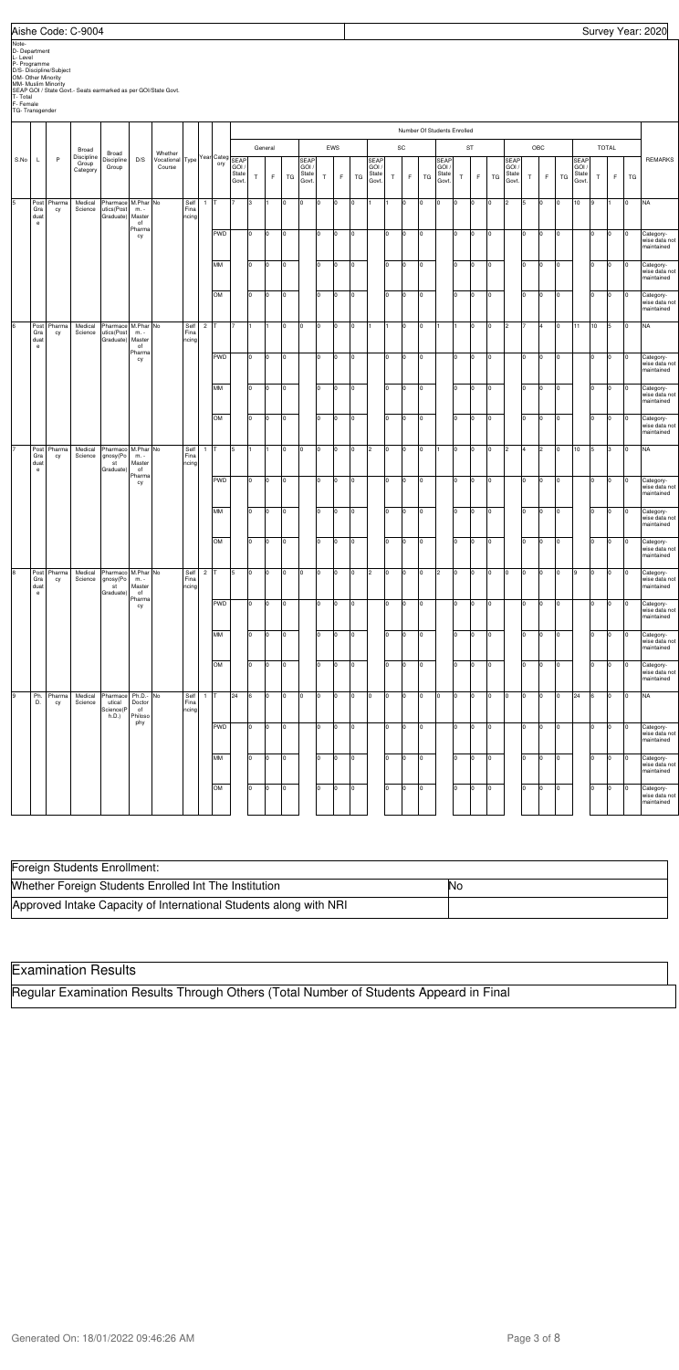Note-
D- Department
L- Level
P- Programme
D/S- Discipline/Subject
OM- Other Minority
MM- Muslim Minority
SEAP GOI / State Govt.- Seats earmarked as per GOI/State Govt.
T- Total
F- Female
TG- Transgender

| S.No | L | P | Broad Discipline Group Category | Broad Discipline Group | D/S | Whether Vocational Course | Type | Year | Category | Number Of Students Enrolled | | | | | | | | | | | | | | | | | | | | | | | | REMARKS |
|---|---|---|---|---|---|---|---|---|---|---|---|---|---|---|---|---|---|---|---|---|---|---|---|---|---|---|---|---|---|---|---|---|---|---|
| | | | | | | | | | | General | | | | EWS | | | | SC | | | | ST | | | | OBC | | | | TOTAL | | | | |
| | | | | | | | | | | SEAP GOI / State Govt. | T | F | TG | SEAP GOI / State Govt. | T | F | TG | SEAP GOI / State Govt. | T | F | TG | SEAP GOI / State Govt. | T | F | TG | SEAP GOI / State Govt. | T | F | TG | SEAP GOI / State Govt. | T | F | TG | |
| 5 | Post Graduate | Pharmacy | Medical Science | Pharmaceutics(Post Graduate) | M.Pharm. - Master of Pharmacy | No | Self Financing | 1 | T | 7 | 3 | 1 | 0 | 0 | 0 | 0 | 0 | 1 | 1 | 0 | 0 | 0 | 0 | 0 | 0 | 2 | 5 | 0 | 0 | 10 | 9 | 1 | 0 | NA |
| | | | | | | | | | PWD | | 0 | 0 | 0 | | 0 | 0 | 0 | | 0 | 0 | 0 | | 0 | 0 | 0 | | 0 | 0 | 0 | | 0 | 0 | 0 | Category-wise data not maintained |
| | | | | | | | | | MM | | 0 | 0 | 0 | | 0 | 0 | 0 | | 0 | 0 | 0 | | 0 | 0 | 0 | | 0 | 0 | 0 | | 0 | 0 | 0 | Category-wise data not maintained |
| | | | | | | | | | OM | | 0 | 0 | 0 | | 0 | 0 | 0 | | 0 | 0 | 0 | | 0 | 0 | 0 | | 0 | 0 | 0 | | 0 | 0 | 0 | Category-wise data not maintained |
| 6 | Post Graduate | Pharmacy | Medical Science | Pharmaceutics(Post Graduate) | M.Pharm. - Master of Pharmacy | No | Self Financing | 2 | T | 7 | 1 | 1 | 0 | 0 | 0 | 0 | 0 | 1 | 1 | 0 | 0 | 1 | 1 | 0 | 0 | 2 | 7 | 4 | 0 | 11 | 10 | 5 | 0 | NA |
| | | | | | | | | | PWD | | 0 | 0 | 0 | | 0 | 0 | 0 | | 0 | 0 | 0 | | 0 | 0 | 0 | | 0 | 0 | 0 | | 0 | 0 | 0 | Category-wise data not maintained |
| | | | | | | | | | MM | | 0 | 0 | 0 | | 0 | 0 | 0 | | 0 | 0 | 0 | | 0 | 0 | 0 | | 0 | 0 | 0 | | 0 | 0 | 0 | Category-wise data not maintained |
| | | | | | | | | | OM | | 0 | 0 | 0 | | 0 | 0 | 0 | | 0 | 0 | 0 | | 0 | 0 | 0 | | 0 | 0 | 0 | | 0 | 0 | 0 | Category-wise data not maintained |
| 7 | Post Graduate | Pharmacy | Medical Science | Pharmacognosy(Post Graduate) | M.Pharm. - Master of Pharmacy | No | Self Financing | 1 | T | 5 | 1 | 1 | 0 | 0 | 0 | 0 | 0 | 2 | 0 | 0 | 0 | 1 | 0 | 0 | 0 | 2 | 4 | 2 | 0 | 10 | 5 | 3 | 0 | NA |
| | | | | | | | | | PWD | | 0 | 0 | 0 | | 0 | 0 | 0 | | 0 | 0 | 0 | | 0 | 0 | 0 | | 0 | 0 | 0 | | 0 | 0 | 0 | Category-wise data not maintained |
| | | | | | | | | | MM | | 0 | 0 | 0 | | 0 | 0 | 0 | | 0 | 0 | 0 | | 0 | 0 | 0 | | 0 | 0 | 0 | | 0 | 0 | 0 | Category-wise data not maintained |
| | | | | | | | | | OM | | 0 | 0 | 0 | | 0 | 0 | 0 | | 0 | 0 | 0 | | 0 | 0 | 0 | | 0 | 0 | 0 | | 0 | 0 | 0 | Category-wise data not maintained |
| 8 | Post Graduate | Pharmacy | Medical Science | Pharmacognosy(Post Graduate) | M.Pharm. - Master of Pharmacy | No | Self Financing | 2 | T | 5 | 0 | 0 | 0 | 0 | 0 | 0 | 0 | 2 | 0 | 0 | 0 | 2 | 0 | 0 | 0 | 0 | 0 | 0 | 0 | 9 | 0 | 0 | 0 | NA |
| | | | | | | | | | PWD | | 0 | 0 | 0 | | 0 | 0 | 0 | | 0 | 0 | 0 | | 0 | 0 | 0 | | 0 | 0 | 0 | | 0 | 0 | 0 | Category-wise data not maintained |
| | | | | | | | | | MM | | 0 | 0 | 0 | | 0 | 0 | 0 | | 0 | 0 | 0 | | 0 | 0 | 0 | | 0 | 0 | 0 | | 0 | 0 | 0 | Category-wise data not maintained |
| | | | | | | | | | OM | | 0 | 0 | 0 | | 0 | 0 | 0 | | 0 | 0 | 0 | | 0 | 0 | 0 | | 0 | 0 | 0 | | 0 | 0 | 0 | Category-wise data not maintained |
| 9 | Ph.D. | Pharmacy | Medical Science | Pharmaceutical Science(Ph.D.) | Ph.D.-Doctor of Philosophy | No | Self Financing | 1 | T | 24 | 6 | 0 | 0 | 0 | 0 | 0 | 0 | 0 | 0 | 0 | 0 | 0 | 0 | 0 | 0 | 0 | 0 | 0 | 0 | 24 | 6 | 0 | 0 | NA |
| | | | | | | | | | PWD | | 0 | 0 | 0 | | 0 | 0 | 0 | | 0 | 0 | 0 | | 0 | 0 | 0 | | 0 | 0 | 0 | | 0 | 0 | 0 | Category-wise data not maintained |
| | | | | | | | | | MM | | 0 | 0 | 0 | | 0 | 0 | 0 | | 0 | 0 | 0 | | 0 | 0 | 0 | | 0 | 0 | 0 | | 0 | 0 | 0 | Category-wise data not maintained |
| | | | | | | | | | OM | | 0 | 0 | 0 | | 0 | 0 | 0 | | 0 | 0 | 0 | | 0 | 0 | 0 | | 0 | 0 | 0 | | 0 | 0 | 0 | Category-wise data not maintained |

| Foreign Students Enrollment: | |
|---|---|
| Whether Foreign Students Enrolled Int The Institution | No |
| Approved Intake Capacity of International Students along with NRI | |

## Examination Results

Regular Examination Results Through Others (Total Number of Students Appeard in Final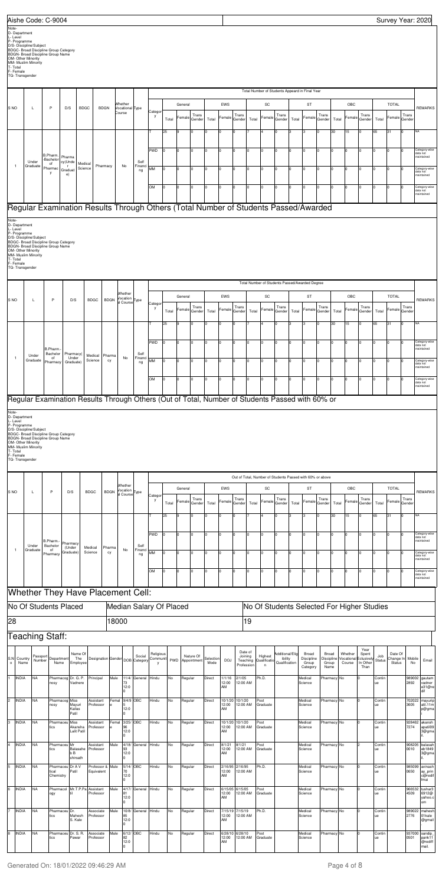Aishe Code: C-9004

Survey Year: 2020

Note-
D- Department
L- Level
P- Programme
D/S- Discipline/Subject
BDGC- Broad Discipline Group Category
BDGN- Broad Discipline Group Name
OM- Other Minority
MM- Muslim Minority
T- Total
F- Female
TG- Transgender

| S NO | L | P | D/S | BDGC | BDGN | Whether Vocational Course | Type | Category | Total Number of Students Appeard in Final Year | | | | | | | | | | | | | | | | | | | REMARKS |
|---|---|---|---|---|---|---|---|---|---|---|---|---|---|---|---|---|---|---|---|---|---|---|---|---|---|---|---|---|
| | | | | | | | | | General | | | EWS | | | SC | | | ST | | | OBC | | | TOTAL | | | | |
| | | | | | | | | | Total | Female | Trans Gender | Total | Female | Trans Gender | Total | Female | Trans Gender | Total | Female | Trans Gender | Total | Female | Trans Gender | Total | Female | Trans Gender | | |
| 1 | Under Graduate | B.Pharm.-Bachelor of Pharmacy | Pharmacy(Under Graduate) | Medical Science | Pharmacy | No | Self Financing | T | 25 | 9 | 0 | 0 | 0 | 0 | 7 | 4 | 0 | 3 | 3 | 0 | 30 | 15 | 0 | 65 | 31 | 0 | | NA |
| | | | | | | | | PWD | 0 | 0 | 0 | 0 | 0 | 0 | 0 | 0 | 0 | 0 | 0 | 0 | 0 | 0 | 0 | 0 | 0 | 0 | | Category-wise data not maintained |
| | | | | | | | | MM | 0 | 0 | 0 | 0 | 0 | 0 | 0 | 0 | 0 | 0 | 0 | 0 | 0 | 0 | 0 | 0 | 0 | 0 | | Category-wise data not maintained |
| | | | | | | | | OM | 0 | 0 | 0 | 0 | 0 | 0 | 0 | 0 | 0 | 0 | 0 | 0 | 0 | 0 | 0 | 0 | 0 | 0 | | Category-wise data not maintained |

## Regular Examination Results Through Others (Total Number of Students Passed/Awarded

Note-
D- Department
L- Level
P- Programme
D/S- Discipline/Subject
BDGC- Broad Discipline Group Category
BDGN- Broad Discipline Group Name
OM- Other Minority
MM- Muslim Minority
T- Total
F- Female
TG- Transgender

| S NO | L | P | D/S | BDGC | BDGN | Whether Vocational Course | Type | Category | Total Number of Students Passed/Awarded Degree | | | | | | | | | | | | | | | | | | REMARKS |
|---|---|---|---|---|---|---|---|---|---|---|---|---|---|---|---|---|---|---|---|---|---|---|---|---|---|---|---|
| | | | | | | | | | General | | | EWS | | | SC | | | ST | | | OBC | | | TOTAL | | | |
| | | | | | | | | | Total | Female | Trans Gender | Total | Female | Trans Gender | Total | Female | Trans Gender | Total | Female | Trans Gender | Total | Female | Trans Gender | Total | Female | Trans Gender | |
| 1 | Under Graduate | B.Pharm.-Bachelor of Pharmacy | Pharmacy(Under Graduate) | Medical Science | Pharmacy | No | Self Financing | T | 25 | 9 | 0 | 0 | 0 | 0 | 7 | 4 | 0 | 3 | 3 | 0 | 30 | 15 | 0 | 65 | 31 | 0 | NA |
| | | | | | | | | PWD | 0 | 0 | 0 | 0 | 0 | 0 | 0 | 0 | 0 | 0 | 0 | 0 | 0 | 0 | 0 | 0 | 0 | 0 | Category-wise data not maintained |
| | | | | | | | | MM | 0 | 0 | 0 | 0 | 0 | 0 | 0 | 0 | 0 | 0 | 0 | 0 | 0 | 0 | 0 | 0 | 0 | 0 | Category-wise data not maintained |
| | | | | | | | | OM | 0 | 0 | 0 | 0 | 0 | 0 | 0 | 0 | 0 | 0 | 0 | 0 | 0 | 0 | 0 | 0 | 0 | 0 | Category-wise data not maintained |

## Regular Examination Results Through Others (Out of Total, Number of Students Passed with 60% or

Note-
D- Department
L- Level
P- Programme
D/S- Discipline/Subject
BDGC- Broad Discipline Group Category
BDGN- Broad Discipline Group Name
OM- Other Minority
MM- Muslim Minority
T- Total
F- Female
TG- Transgender

| S NO | L | P | D/S | BDGC | BDGN | Whether Vocational Course | Type | Category | Out of Total, Number of Students Passed with 60% or above | | | | | | | | | | | | | | | | | | REMARKS |
|---|---|---|---|---|---|---|---|---|---|---|---|---|---|---|---|---|---|---|---|---|---|---|---|---|---|---|---|
| | | | | | | | | | General | | | EWS | | | SC | | | ST | | | OBC | | | TOTAL | | | |
| | | | | | | | | | Total | Female | Trans Gender | Total | Female | Trans Gender | Total | Female | Trans Gender | Total | Female | Trans Gender | Total | Female | Trans Gender | Total | Female | Trans Gender | |
| 1 | Under Graduate | B.Pharm.-Bachelor of Pharmacy | Pharmacy(Under Graduate) | Medical Science | Pharmacy | No | Self Financing | T | 25 | 9 | 0 | 0 | 0 | 0 | 7 | 4 | 0 | 3 | 3 | 0 | 30 | 15 | 0 | 65 | 31 | 0 | NA |
| | | | | | | | | PWD | 0 | 0 | 0 | 0 | 0 | 0 | 0 | 0 | 0 | 0 | 0 | 0 | 0 | 0 | 0 | 0 | 0 | 0 | Category-wise data not maintained |
| | | | | | | | | MM | 0 | 0 | 0 | 0 | 0 | 0 | 0 | 0 | 0 | 0 | 0 | 0 | 0 | 0 | 0 | 0 | 0 | 0 | Category-wise data not maintained |
| | | | | | | | | OM | 0 | 0 | 0 | 0 | 0 | 0 | 0 | 0 | 0 | 0 | 0 | 0 | 0 | 0 | 0 | 0 | 0 | 0 | Category-wise data not maintained |

## Whether They Have Placement Cell:

| No Of Students Placed | Median Salary Of Placed | No Of Students Selected For Higher Studies |
|---|---|---|
| 28 | 18000 | 19 |

## Teaching Staff:

| S.No | Country Name | Passport Number | Department Name | Name Of The Employee | Designation | Gender | DOB | Social Category | Religious Community | PWD | Nature Of Appointment | Selection Mode | DOJ | Date of Joining Teaching Profession | Highest Qualification | Additional/Eligibility Qualification | Broad Discipline Group Category | Broad Discipline Group Name | Whether Vocational Course | Year Spent Exclusively In Other Than | Job Status | Date Of Change In Status | Mobile No | Email |
|---|---|---|---|---|---|---|---|---|---|---|---|---|---|---|---|---|---|---|---|---|---|---|---|---|
| 1 | INDIA | NA | Pharmacognosy | Dr. G. P. Vadnere | Principal | Male | 11/4/73 12:00 | General | Hindu | No | Regular | Direct | 1/1/16 12:00 AM | 2/1/05 12:00 AM | Ph.D. | | Medical Science | Pharmacy | No | 0 | Continue | | 9890022892 | gautamvadnere31@rediff |
| 2 | INDIA | NA | Pharmacognosy | Miss Mayuri Kailas Patil | Assistant Professor | Female | 9/4/95 12:00 | OBC | Hindu | No | Regular | Direct | 10/1/20 12:00 AM | 10/1/20 12:00 AM | Post Graduate | | Medical Science | Pharmacy | No | 0 | Continue | | 7020223605 | mayuripatil.11mp@gmai |
| 3 | INDIA | NA | Pharmaceutics | Miss Akansha Lalit Patil | Assistant Professor | Female | 3/25/96 12:00 | OBC | Hindu | No | Regular | Direct | 10/1/20 12:00 AM | 10/1/20 12:00 AM | Post Graduate | | Medical Science | Pharmacy | No | 0 | Continue | | 9284627274 | akanshapatil093@gmail. |
| 4 | INDIA | NA | Pharmaceutics | Mr Balasaheb B shirsath | Assistant Professor | Male | 4/18/93 12:00 | General | Hindu | No | Regular | Direct | 8/1/21 12:00 AM | 8/1/21 12:00 AM | Post Graduate | | Medical Science | Pharmacy | No | 2 | Continue | | 9082050010 | balasaheb1849@gmail. |
| 5 | INDIA | NA | Pharmaceutical Chemistry | Dr A V Patil | Professor & Equivalent | Male | 5/14/70 12:00 | OBC | Hindu | No | Regular | Direct | 2/16/95 12:00 AM | 2/16/95 12:00 AM | Ph.D. | | Medical Science | Pharmacy | No | 0 | Continue | | 9850990650 | avinashay_principal@rediffmai |
| 6 | INDIA | NA | Pharmacology | Mr.T.P.Patil | Assistant Professor | Male | 4/17/81 12:00 | General | Hindu | No | Regular | Direct | 6/15/05 12:00 AM | 6/15/05 12:00 AM | Post Graduate | | Medical Science | Pharmacy | No | 0 | Continue | | 9665324509 | tushar36912@yahoo.com |
| 7 | INDIA | NA | Pharmaceutics | Dr. Mahesh S. Kale | Associate Professor | Male | 10/8/85 12:00 | General | Hindu | No | Regular | Direct | 7/15/19 12:00 AM | 7/15/19 12:00 AM | Ph.D. | | Medical Science | Pharmacy | No | 0 | Continue | | 9890222776 | mahesh01kale@gmail |
| 8 | INDIA | NA | Pharmaceutics | Dr. S. R. Pawar | Associate Professor | Male | 6/12/82 12:00 | OBC | Hindu | No | Regular | Direct | 6/28/10 12:00 AM | 6/28/10 12:00 AM | Post Graduate | | Medical Science | Pharmacy | No | 0 | Continue | | 9370000501 | sandippank11@rediffmail. |

Generated On: 18/01/2022 09:46:29 AM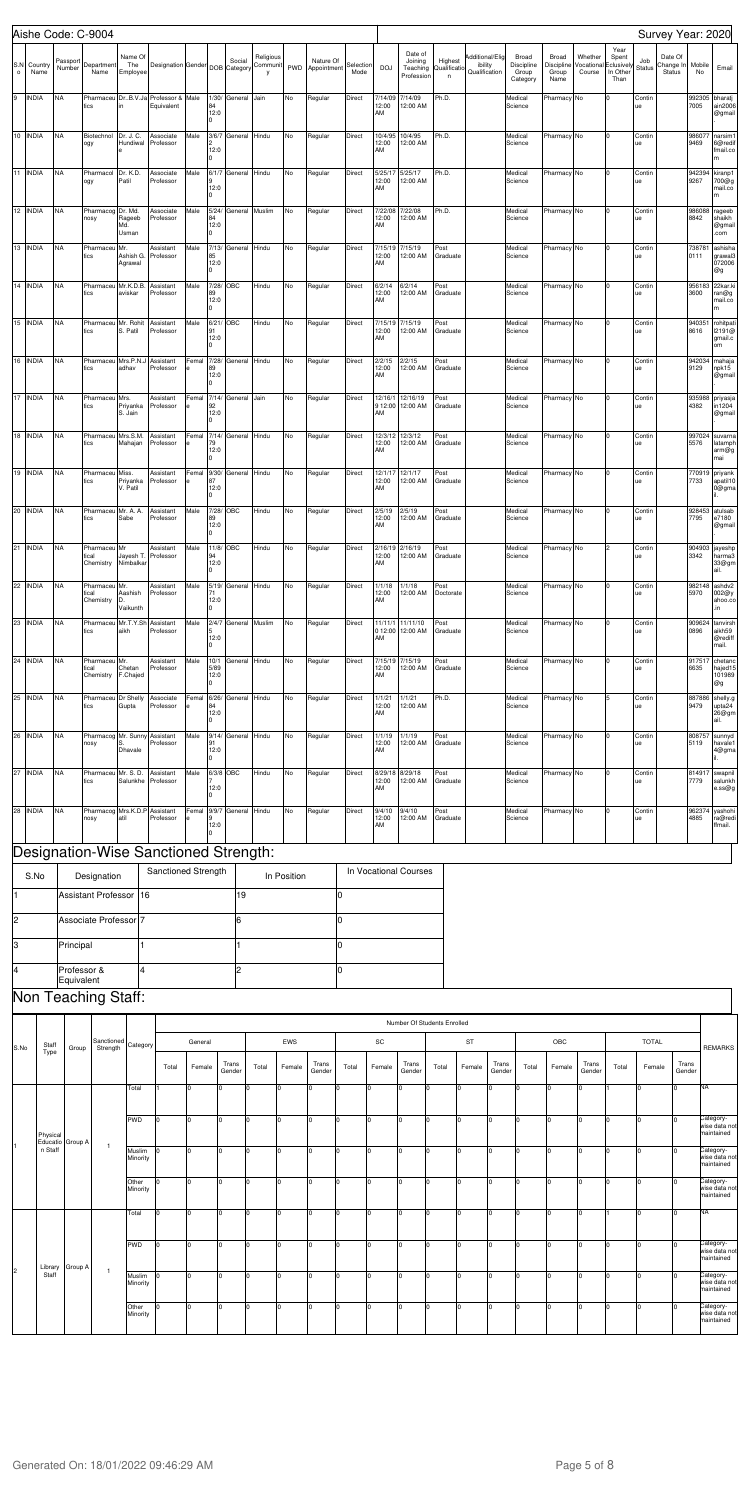Aishe Code: C-9004 | Survey Year: 2020

| S.No | Country Name | Passport Number | Department Name | Name Of The Employee | Designation | Gender | DOB | Social Category | Religious Community | PWD | Nature Of Appointment | Selection Mode | DOJ | Date of Joining Teaching Profession | Highest Qualification | Additional/Eligibility Qualification | Broad Discipline Group Category | Broad Discipline Group Name | Whether Vocational Course | Year Spent Exclusively In Other Than | Job Status | Date Of Change In Status | Mobile No | Email |
|---|---|---|---|---|---|---|---|---|---|---|---|---|---|---|---|---|---|---|---|---|---|---|---|---|
| 9 | INDIA | NA | Pharmaceutics | Dr. B.V.Jain | Professor & Equivalent | Male | 1/30/84 12:00 | General | Jain | No | Regular | Direct | 7/14/09 12:00 AM | 7/14/09 12:00 AM | Ph.D. | | Medical Science | Pharmacy | No | 0 | Continue | | 992305 7005 | bharatjain2006@gmail |
| 10 | INDIA | NA | Biotechnology | Dr. J. C. Hundiwale | Associate Professor | Male | 3/6/72 12:00 | General | Hindu | No | Regular | Direct | 10/4/95 12:00 AM | 10/4/95 12:00 AM | Ph.D. | | Medical Science | Pharmacy | No | 0 | Continue | | 986077 9469 | narsimt16@rediffmail.com |
| 11 | INDIA | NA | Pharmacology | Dr. K.D. Patil | Associate Professor | Male | 6/1/79 12:00 | General | Hindu | No | Regular | Direct | 5/25/17 12:00 AM | 5/25/17 12:00 AM | Ph.D. | | Medical Science | Pharmacy | No | 0 | Continue | | 942394 9267 | kiranp1700@gmail.com |
| 12 | INDIA | NA | Pharmacognosy | Dr. Md. Rageeb Md. Usman | Associate Professor | Male | 5/24/84 12:00 | General | Muslim | No | Regular | Direct | 7/22/08 12:00 AM | 7/22/08 12:00 AM | Ph.D. | | Medical Science | Pharmacy | No | 0 | Continue | | 986088 8842 | rageebshaikh@gmail.com |
| 13 | INDIA | NA | Pharmaceutics | Mr. Ashish G. Agrawal | Assistant Professor | Male | 7/13/85 12:00 | General | Hindu | No | Regular | Direct | 7/15/19 12:00 AM | 7/15/19 12:00 AM | Post Graduate | | Medical Science | Pharmacy | No | 0 | Continue | | 738781 0111 | ashishagrawal3072006@g |
| 14 | INDIA | NA | Pharmaceutics | Mr.K.D.B. aviskar | Assistant Professor | Male | 7/28/89 12:00 | OBC | Hindu | No | Regular | Direct | 6/2/14 12:00 AM | 6/2/14 12:00 AM | Post Graduate | | Medical Science | Pharmacy | No | 0 | Continue | | 956183 3600 | 22kar.kiran@gmail.com |
| 15 | INDIA | NA | Pharmaceutics | Mr. Rohit S. Patil | Assistant Professor | Male | 6/21/91 12:00 | OBC | Hindu | No | Regular | Direct | 7/15/19 12:00 AM | 7/15/19 12:00 AM | Post Graduate | | Medical Science | Pharmacy | No | 0 | Continue | | 940351 8616 | rohitpatil2191@gmail.com |
| 16 | INDIA | NA | Pharmaceutics | Mrs.P.N.Jadhav | Assistant Professor | Female | 7/28/89 12:00 | General | Hindu | No | Regular | Direct | 2/2/15 12:00 AM | 2/2/15 12:00 AM | Post Graduate | | Medical Science | Pharmacy | No | 0 | Continue | | 942034 9129 | mahajanpk15@gmail |
| 17 | INDIA | NA | Pharmaceutics | Mrs. Priyanka S. Jain | Assistant Professor | Female | 7/14/92 12:00 | General | Jain | No | Regular | Direct | 12/16/19 12:00 AM | 12/16/19 12:00 AM | Post Graduate | | Medical Science | Pharmacy | No | 0 | Continue | | 935988 4382 | priyasjain1204@gmail |
| 18 | INDIA | NA | Pharmaceutics | Mrs.S.M. Mahajan | Assistant Professor | Female | 7/14/79 12:00 | General | Hindu | No | Regular | Direct | 12/3/12 12:00 AM | 12/3/12 12:00 AM | Post Graduate | | Medical Science | Pharmacy | No | 0 | Continue | | 997024 5576 | suvarnalatamparm@gmail |
| 19 | INDIA | NA | Pharmaceutics | Miss. Priyanka V. Patil | Assistant Professor | Female | 9/30/87 12:00 | General | Hindu | No | Regular | Direct | 12/1/17 12:00 AM | 12/1/17 12:00 AM | Post Graduate | | Medical Science | Pharmacy | No | 0 | Continue | | 770919 7733 | priyankapatil10@gmail. |
| 20 | INDIA | NA | Pharmaceutics | Mr. A. A. Sabe | Assistant Professor | Male | 7/28/89 12:00 | OBC | Hindu | No | Regular | Direct | 2/5/19 12:00 AM | 2/5/19 12:00 AM | Post Graduate | | Medical Science | Pharmacy | No | 0 | Continue | | 928453 7795 | atulsabe7180@gmail. |
| 21 | INDIA | NA | Pharmaceutical Chemistry | Mr Jayesh T. Nimbalkar | Assistant Professor | Male | 11/8/94 12:00 | OBC | Hindu | No | Regular | Direct | 2/16/19 12:00 AM | 2/16/19 12:00 AM | Post Graduate | | Medical Science | Pharmacy | No | 2 | Continue | | 904903 3342 | jayeshpharma333@gmail. |
| 22 | INDIA | NA | Pharmaceutical Chemistry | Mr. Aashish D. Vaikunth | Assistant Professor | Male | 5/19/71 12:00 | General | Hindu | No | Regular | Direct | 1/1/18 12:00 AM | 1/1/18 12:00 AM | Post Doctorate | | Medical Science | Pharmacy | No | 0 | Continue | | 982148 5970 | ashdv2002@yahoo.co.in |
| 23 | INDIA | NA | Pharmaceutics | Mr.T.Y.Shaikh | Assistant Professor | Male | 2/4/75 12:00 | General | Muslim | No | Regular | Direct | 11/11/10 12:00 AM | 11/11/10 12:00 AM | Post Graduate | | Medical Science | Pharmacy | No | 0 | Continue | | 909624 0896 | tanvirshaikh59@rediffmail. |
| 24 | INDIA | NA | Pharmaceutical Chemistry | Mr. Chetan F.Chajed | Assistant Professor | Male | 10/15/89 12:00 | General | Hindu | No | Regular | Direct | 7/15/19 12:00 AM | 7/15/19 12:00 AM | Post Graduate | | Medical Science | Pharmacy | No | 0 | Continue | | 917517 6635 | chetanchajed15101989@g |
| 25 | INDIA | NA | Pharmaceutics | Dr Shelly Gupta | Associate Professor | Female | 6/26/84 12:00 | General | Hindu | No | Regular | Direct | 1/1/21 12:00 AM | 1/1/21 12:00 AM | Ph.D. | | Medical Science | Pharmacy | No | 5 | Continue | | 887886 9479 | shelly.gupta2426@gmail. |
| 26 | INDIA | NA | Pharmacognosy | Mr. Sunny S. Dhavale | Assistant Professor | Male | 9/14/91 12:00 | General | Hindu | No | Regular | Direct | 1/1/19 12:00 AM | 1/1/19 12:00 AM | Post Graduate | | Medical Science | Pharmacy | No | 0 | Continue | | 808757 5119 | sunnydhavale14@gmail. |
| 27 | INDIA | NA | Pharmaceutics | Mr. S. D. Salunkhe | Assistant Professor | Male | 6/3/87 12:00 | OBC | Hindu | No | Regular | Direct | 8/29/18 12:00 AM | 8/29/18 12:00 AM | Post Graduate | | Medical Science | Pharmacy | No | 0 | Continue | | 814917 7779 | swapnilsalunkhe.ss@g |
| 28 | INDIA | NA | Pharmacognosy | Mrs.K.D.Patil | Assistant Professor | Female | 9/9/79 12:00 | General | Hindu | No | Regular | Direct | 9/4/10 12:00 AM | 9/4/10 12:00 AM | Post Graduate | | Medical Science | Pharmacy | No | 0 | Continue | | 962374 4885 | yashohira@rediffmail. |

## Designation-Wise Sanctioned Strength:

| S.No | Designation | Sanctioned Strength | In Position | In Vocational Courses |
|---|---|---|---|---|
| 1 | Assistant Professor | 16 | 19 | 0 |
| 2 | Associate Professor | 7 | 6 | 0 |
| 3 | Principal | 1 | 1 | 0 |
| 4 | Professor & Equivalent | 4 | 2 | 0 |

## Non Teaching Staff:

| S.No | Staff Type | Group | Sanctioned Strength | Category | General Total | General Female | General Trans Gender | EWS Total | EWS Female | EWS Trans Gender | SC Total | SC Female | SC Trans Gender | ST Total | ST Female | ST Trans Gender | OBC Total | OBC Female | OBC Trans Gender | TOTAL Total | TOTAL Female | TOTAL Trans Gender | REMARKS |
|---|---|---|---|---|---|---|---|---|---|---|---|---|---|---|---|---|---|---|---|---|---|---|---|
| 1 | Physical Education Staff | Group A | 1 | Total | 1 | 0 | 0 | 0 | 0 | 0 | 0 | 0 | 0 | 0 | 0 | 0 | 0 | 0 | 0 | 1 | 0 | 0 | NA |
| | | | | PWD | 0 | 0 | 0 | 0 | 0 | 0 | 0 | 0 | 0 | 0 | 0 | 0 | 0 | 0 | 0 | 0 | 0 | 0 | Category-wise data not maintained |
| | | | | Muslim Minority | 0 | 0 | 0 | 0 | 0 | 0 | 0 | 0 | 0 | 0 | 0 | 0 | 0 | 0 | 0 | 0 | 0 | 0 | Category-wise data not maintained |
| | | | | Other Minority | 0 | 0 | 0 | 0 | 0 | 0 | 0 | 0 | 0 | 0 | 0 | 0 | 0 | 0 | 0 | 0 | 0 | 0 | Category-wise data not maintained |
| 2 | Library Staff | Group A | 1 | Total | 0 | 0 | 0 | 0 | 0 | 0 | 0 | 0 | 0 | 0 | 0 | 0 | 1 | 0 | 0 | 1 | 0 | 0 | NA |
| | | | | PWD | 0 | 0 | 0 | 0 | 0 | 0 | 0 | 0 | 0 | 0 | 0 | 0 | 0 | 0 | 0 | 0 | 0 | 0 | Category-wise data not maintained |
| | | | | Muslim Minority | 0 | 0 | 0 | 0 | 0 | 0 | 0 | 0 | 0 | 0 | 0 | 0 | 0 | 0 | 0 | 0 | 0 | 0 | Category-wise data not maintained |
| | | | | Other Minority | 0 | 0 | 0 | 0 | 0 | 0 | 0 | 0 | 0 | 0 | 0 | 0 | 0 | 0 | 0 | 0 | 0 | 0 | Category-wise data not maintained |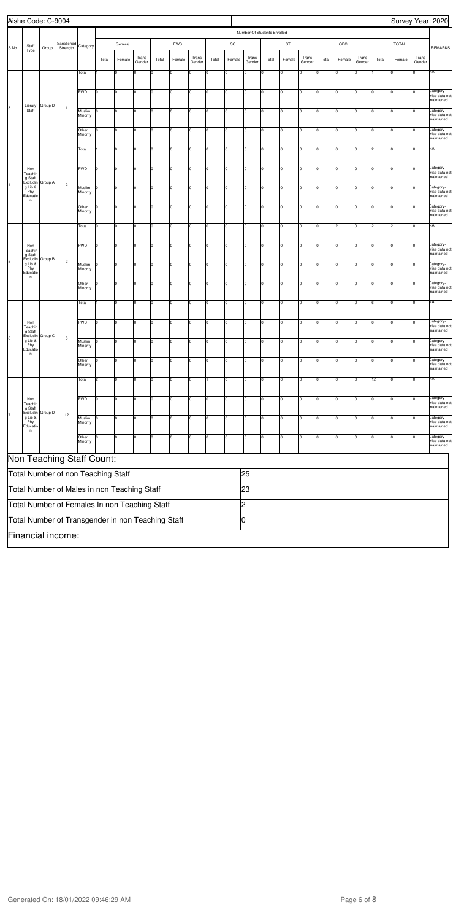Aishe Code: C-9004

Survey Year: 2020

| S.No | Staff Type | Group | Sanctioned Strength | Category | Number Of Students Enrolled | | | | | | | | | | | | | | | | | | REMARKS |
|---|---|---|---|---|---|---|---|---|---|---|---|---|---|---|---|---|---|---|---|---|---|---|---|
| | | | | | General | | | EWS | | | SC | | | ST | | | OBC | | | TOTAL | | | |
| | | | | | Total | Female | Trans Gender | Total | Female | Trans Gender | Total | Female | Trans Gender | Total | Female | Trans Gender | Total | Female | Trans Gender | Total | Female | Trans Gender | |
| 3 | Library Staff | Group D | 1 | Total | 1 | 0 | 0 | 0 | 0 | 0 | 0 | 0 | 0 | 0 | 0 | 0 | 0 | 0 | 0 | 1 | 0 | 0 | NA |
| | | | | PWD | 0 | 0 | 0 | 0 | 0 | 0 | 0 | 0 | 0 | 0 | 0 | 0 | 0 | 0 | 0 | 0 | 0 | 0 | Category-wise data not maintained |
| | | | | Muslim Minority | 0 | 0 | 0 | 0 | 0 | 0 | 0 | 0 | 0 | 0 | 0 | 0 | 0 | 0 | 0 | 0 | 0 | 0 | Category-wise data not maintained |
| | | | | Other Minority | 0 | 0 | 0 | 0 | 0 | 0 | 0 | 0 | 0 | 0 | 0 | 0 | 0 | 0 | 0 | 0 | 0 | 0 | Category-wise data not maintained |
| 4 | Non Teaching Staff Excluding Lib & Phy Education | Group A | 2 | Total | 1 | 0 | 0 | 0 | 0 | 0 | 0 | 0 | 0 | 0 | 0 | 0 | 0 | 0 | 0 | 2 | 0 | 0 | NA |
| | | | | PWD | 0 | 0 | 0 | 0 | 0 | 0 | 0 | 0 | 0 | 0 | 0 | 0 | 0 | 0 | 0 | 0 | 0 | 0 | Category-wise data not maintained |
| | | | | Muslim Minority | 0 | 0 | 0 | 0 | 0 | 0 | 0 | 0 | 0 | 0 | 0 | 0 | 0 | 0 | 0 | 0 | 0 | 0 | Category-wise data not maintained |
| | | | | Other Minority | 0 | 0 | 0 | 0 | 0 | 0 | 0 | 0 | 0 | 0 | 0 | 0 | 0 | 0 | 0 | 0 | 0 | 0 | Category-wise data not maintained |
| 5 | Non Teaching Staff Excluding Lib & Phy Education | Group B | 2 | Total | 0 | 0 | 0 | 0 | 0 | 0 | 0 | 0 | 0 | 0 | 0 | 0 | 0 | 2 | 0 | 2 | 2 | 0 | NA |
| | | | | PWD | 0 | 0 | 0 | 0 | 0 | 0 | 0 | 0 | 0 | 0 | 0 | 0 | 0 | 0 | 0 | 0 | 0 | 0 | Category-wise data not maintained |
| | | | | Muslim Minority | 0 | 0 | 0 | 0 | 0 | 0 | 0 | 0 | 0 | 0 | 0 | 0 | 0 | 0 | 0 | 0 | 0 | 0 | Category-wise data not maintained |
| | | | | Other Minority | 0 | 0 | 0 | 0 | 0 | 0 | 0 | 0 | 0 | 0 | 0 | 0 | 0 | 0 | 0 | 0 | 0 | 0 | Category-wise data not maintained |
| 6 | Non Teaching Staff Excluding Lib & Phy Education | Group C | 6 | Total | 1 | 0 | 0 | 0 | 0 | 0 | 0 | 0 | 0 | 0 | 0 | 0 | 0 | 0 | 0 | 6 | 0 | 0 | NA |
| | | | | PWD | 0 | 0 | 0 | 0 | 0 | 0 | 0 | 0 | 0 | 0 | 0 | 0 | 0 | 0 | 0 | 0 | 0 | 0 | Category-wise data not maintained |
| | | | | Muslim Minority | 0 | 0 | 0 | 0 | 0 | 0 | 0 | 0 | 0 | 0 | 0 | 0 | 0 | 0 | 0 | 0 | 0 | 0 | Category-wise data not maintained |
| | | | | Other Minority | 0 | 0 | 0 | 0 | 0 | 0 | 0 | 0 | 0 | 0 | 0 | 0 | 0 | 0 | 0 | 0 | 0 | 0 | Category-wise data not maintained |
| 7 | Non Teaching Staff Excluding Lib & Phy Education | Group D | 12 | Total | 2 | 0 | 0 | 0 | 0 | 0 | 1 | 0 | 0 | 0 | 0 | 0 | 0 | 0 | 0 | 12 | 0 | 0 | NA |
| | | | | PWD | 0 | 0 | 0 | 0 | 0 | 0 | 0 | 0 | 0 | 0 | 0 | 0 | 0 | 0 | 0 | 0 | 0 | 0 | Category-wise data not maintained |
| | | | | Muslim Minority | 0 | 0 | 0 | 0 | 0 | 0 | 0 | 0 | 0 | 0 | 0 | 0 | 0 | 0 | 0 | 0 | 0 | 0 | Category-wise data not maintained |
| | | | | Other Minority | 0 | 0 | 0 | 0 | 0 | 0 | 0 | 0 | 0 | 0 | 0 | 0 | 0 | 0 | 0 | 0 | 0 | 0 | Category-wise data not maintained |

## Non Teaching Staff Count:

| | |
|---|---|
| Total Number of non Teaching Staff | 25 |
| Total Number of Males in non Teaching Staff | 23 |
| Total Number of Females In non Teaching Staff | 2 |
| Total Number of Transgender in non Teaching Staff | 0 |

## Financial income:

Generated On: 18/01/2022 09:46:29 AM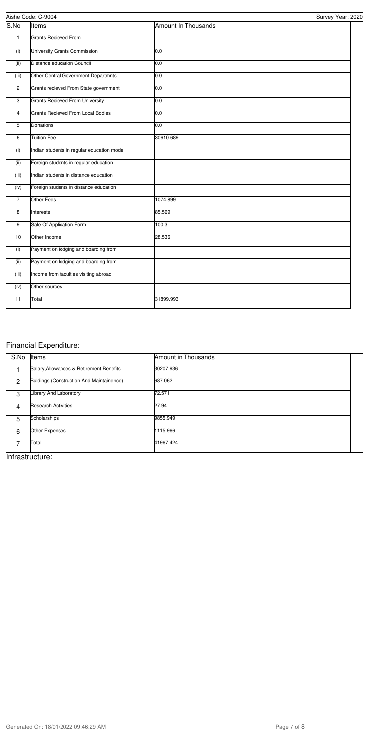Aishe Code: C-9004

Survey Year: 2020

| S.No | Items | Amount In Thousands |
|---|---|---|
| 1 | Grants Recieved From | |
| (i) | University Grants Commission | 0.0 |
| (ii) | Distance education Council | 0.0 |
| (iii) | Other Central Government Departmnts | 0.0 |
| 2 | Grants recieved From State government | 0.0 |
| 3 | Grants Recieved From University | 0.0 |
| 4 | Grants Recieved From Local Bodies | 0.0 |
| 5 | Donations | 0.0 |
| 6 | Tuition Fee | 30610.689 |
| (i) | Indian students in regular education mode | |
| (ii) | Foreign students in regular education | |
| (iii) | Indian students in distance education | |
| (iv) | Foreign students in distance education | |
| 7 | Other Fees | 1074.899 |
| 8 | Interests | 85.569 |
| 9 | Sale Of Application Form | 100.3 |
| 10 | Other Income | 28.536 |
| (i) | Payment on lodging and boarding from | |
| (ii) | Payment on lodging and boarding from | |
| (iii) | Income from faculties visiting abroad | |
| (iv) | Other sources | |
| 11 | Total | 31899.993 |

## Financial Expenditure:

| S.No | Items | Amount in Thousands |
|---|---|---|
| 1 | Salary,Allowances & Retirement Benefits | 30207.936 |
| 2 | Buldings (Construction And Maintainence) | 687.062 |
| 3 | Library And Laboratory | 72.571 |
| 4 | Research Activities | 27.94 |
| 5 | Scholarships | 9855.949 |
| 6 | Other Expenses | 1115.966 |
| 7 | Total | 41967.424 |

## Infrastructure: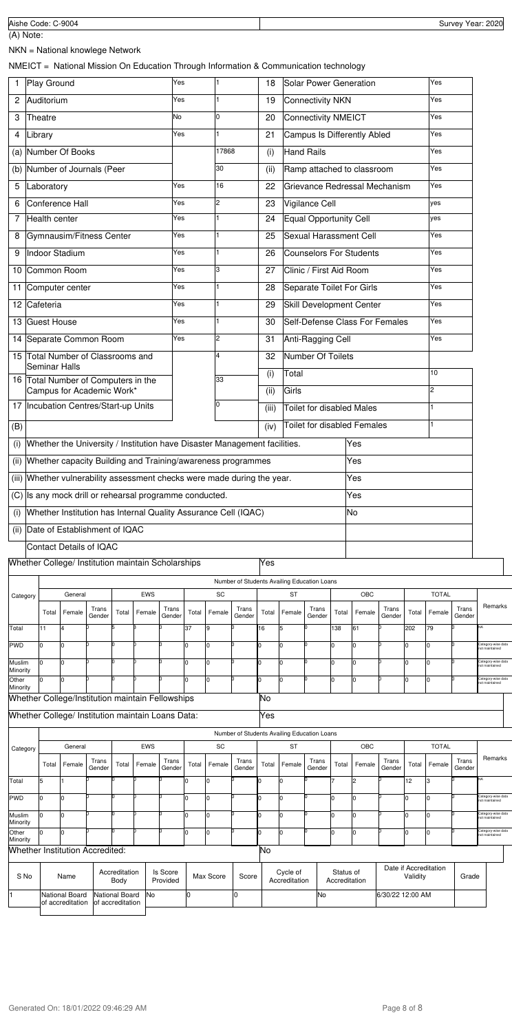(A) Note:

NKN = National knowlege Network

NMEICT = National Mission On Education Through Information & Communication technology

| | | | | | | | |
|---|---|---|---|---|---|---|---|
| 1 | Play Ground | Yes | 1 | 18 | Solar Power Generation | Yes | |
| 2 | Auditorium | Yes | 1 | 19 | Connectivity NKN | Yes | |
| 3 | Theatre | No | 0 | 20 | Connectivity NMEICT | Yes | |
| 4 | Library | Yes | 1 | 21 | Campus Is Differently Abled | Yes | |
| (a) | Number Of Books | | 17868 | (i) | Hand Rails | Yes | |
| (b) | Number of Journals (Peer | | 30 | (ii) | Ramp attached to classroom | Yes | |
| 5 | Laboratory | Yes | 16 | 22 | Grievance Redressal Mechanism | Yes | |
| 6 | Conference Hall | Yes | 2 | 23 | Vigilance Cell | yes | |
| 7 | Health center | Yes | 1 | 24 | Equal Opportunity Cell | yes | |
| 8 | Gymnausim/Fitness Center | Yes | 1 | 25 | Sexual Harassment Cell | Yes | |
| 9 | Indoor Stadium | Yes | 1 | 26 | Counselors For Students | Yes | |
| 10 | Common Room | Yes | 3 | 27 | Clinic / First Aid Room | Yes | |
| 11 | Computer center | Yes | 1 | 28 | Separate Toilet For Girls | Yes | |
| 12 | Cafeteria | Yes | 1 | 29 | Skill Development Center | Yes | |
| 13 | Guest House | Yes | 1 | 30 | Self-Defense Class For Females | Yes | |
| 14 | Separate Common Room | Yes | 2 | 31 | Anti-Ragging Cell | Yes | |
| 15 | Total Number of Classrooms and Seminar Halls | | 4 | 32 | Number Of Toilets | | |
| 16 | Total Number of Computers in the Campus for Academic Work* | | 33 | (i) | Total | 10 | |
| | | | | (ii) | Girls | 2 | |
| 17 | Incubation Centres/Start-up Units | | 0 | (iii) | Toilet for disabled Males | 1 | |
| (B) | | | | (iv) | Toilet for disabled Females | 1 | |

| | | |
|---|---|---|
| (i) | Whether the University / Institution have Disaster Management facilities. | Yes |
| (ii) | Whether capacity Building and Training/awareness programmes | Yes |
| (iii) | Whether vulnerability assessment checks were made during the year. | Yes |
| (C) | Is any mock drill or rehearsal programme conducted. | Yes |
| (i) | Whether Institution has Internal Quality Assurance Cell (IQAC) | No |
| (ii) | Date of Establishment of IQAC | |
| | Contact Details of IQAC | |

Whether College/ Institution maintain Scholarships: Yes

Number of Students Availing Education Loans

| Category | General | | | EWS | | | SC | | | ST | | | OBC | | | TOTAL | | | Remarks |
|---|---|---|---|---|---|---|---|---|---|---|---|---|---|---|---|---|---|---|---|
| | Total | Female | Trans Gender | Total | Female | Trans Gender | Total | Female | Trans Gender | Total | Female | Trans Gender | Total | Female | Trans Gender | Total | Female | Trans Gender | |
| Total | 11 | 4 | 0 | 5 | 0 | 0 | 37 | 9 | 0 | 16 | 5 | 0 | 138 | 61 | 0 | 202 | 79 | 0 | NA |
| PWD | 0 | 0 | 0 | 0 | 0 | 0 | 0 | 0 | 0 | 0 | 0 | 0 | 0 | 0 | 0 | 0 | 0 | 0 | Category-wise data not maintained |
| Muslim Minority | 0 | 0 | 0 | 0 | 0 | 0 | 0 | 0 | 0 | 0 | 0 | 0 | 0 | 0 | 0 | 0 | 0 | 0 | Category-wise data not maintained |
| Other Minority | 0 | 0 | 0 | 0 | 0 | 0 | 0 | 0 | 0 | 0 | 0 | 0 | 0 | 0 | 0 | 0 | 0 | 0 | Category-wise data not maintained |

Whether College/Institution maintain Fellowships: No

Whether College/ Institution maintain Loans Data: Yes

Number of Students Availing Education Loans

| Category | General | | | EWS | | | SC | | | ST | | | OBC | | | TOTAL | | | Remarks |
|---|---|---|---|---|---|---|---|---|---|---|---|---|---|---|---|---|---|---|---|
| | Total | Female | Trans Gender | Total | Female | Trans Gender | Total | Female | Trans Gender | Total | Female | Trans Gender | Total | Female | Trans Gender | Total | Female | Trans Gender | |
| Total | 5 | 1 | 0 | 0 | 0 | 0 | 0 | 0 | 0 | 0 | 0 | 0 | 7 | 2 | 0 | 12 | 3 | 0 | NA |
| PWD | 0 | 0 | 0 | 0 | 0 | 0 | 0 | 0 | 0 | 0 | 0 | 0 | 0 | 0 | 0 | 0 | 0 | 0 | Category-wise data not maintained |
| Muslim Minority | 0 | 0 | 0 | 0 | 0 | 0 | 0 | 0 | 0 | 0 | 0 | 0 | 0 | 0 | 0 | 0 | 0 | 0 | Category-wise data not maintained |
| Other Minority | 0 | 0 | 0 | 0 | 0 | 0 | 0 | 0 | 0 | 0 | 0 | 0 | 0 | 0 | 0 | 0 | 0 | 0 | Category-wise data not maintained |

Whether Institution Accredited: No

| S No | Name | Accreditation Body | Is Score Provided | Max Score | Score | Cycle of Accreditation | Status of Accreditation | Date if Accreditation Validity | Grade |
|---|---|---|---|---|---|---|---|---|---|
| 1 | National Board of accreditation | National Board of accreditation | No | 0 | 0 | | No | 6/30/22 12:00 AM | |